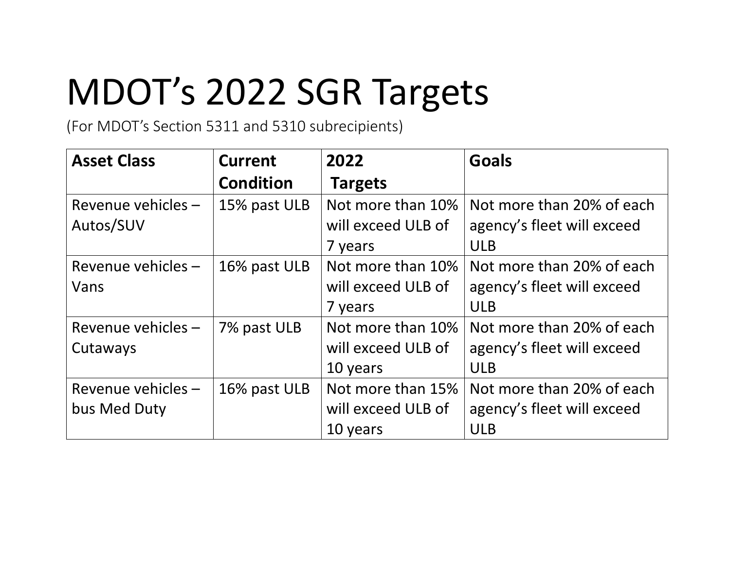# MDOT’s 2022 SGR Targets

(For MDOT’s Section 5311 and 5310 subrecipients)

| Asset Class | Current Condition | 2022 Targets | Goals |
|---|---|---|---|
| Revenue vehicles – Autos/SUV | 15% past ULB | Not more than 10% will exceed ULB of 7 years | Not more than 20% of each agency’s fleet will exceed ULB |
| Revenue vehicles – Vans | 16% past ULB | Not more than 10% will exceed ULB of 7 years | Not more than 20% of each agency’s fleet will exceed ULB |
| Revenue vehicles – Cutaways | 7% past ULB | Not more than 10% will exceed ULB of 10 years | Not more than 20% of each agency’s fleet will exceed ULB |
| Revenue vehicles – bus Med Duty | 16% past ULB | Not more than 15% will exceed ULB of 10 years | Not more than 20% of each agency’s fleet will exceed ULB |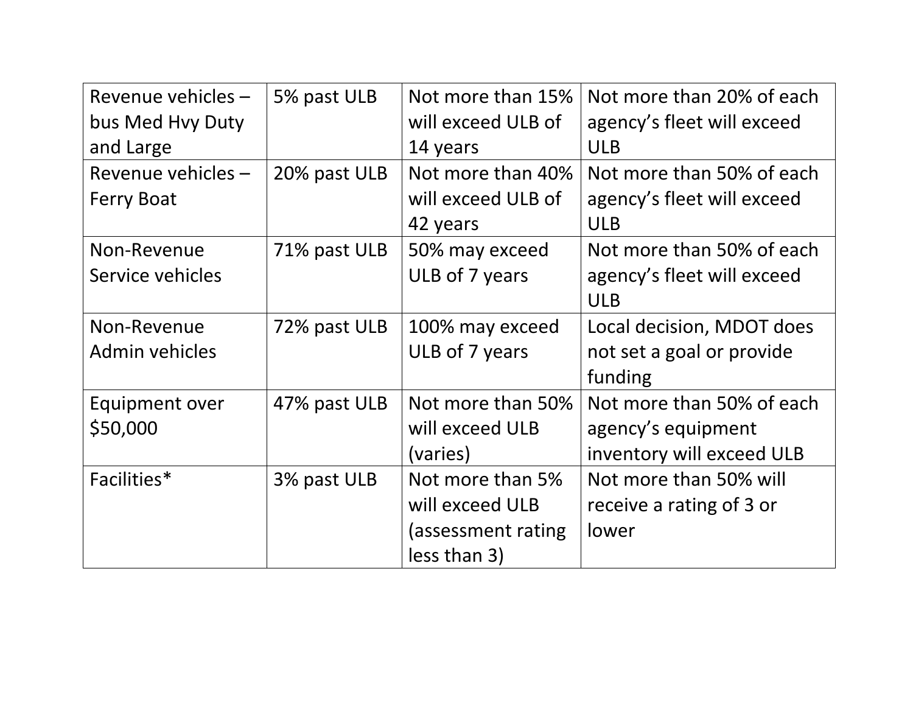| | | | |
|---|---|---|---|
| Revenue vehicles – bus Med Hvy Duty and Large | 5% past ULB | Not more than 15% will exceed ULB of 14 years | Not more than 20% of each agency's fleet will exceed ULB |
| Revenue vehicles – Ferry Boat | 20% past ULB | Not more than 40% will exceed ULB of 42 years | Not more than 50% of each agency's fleet will exceed ULB |
| Non-Revenue Service vehicles | 71% past ULB | 50% may exceed ULB of 7 years | Not more than 50% of each agency's fleet will exceed ULB |
| Non-Revenue Admin vehicles | 72% past ULB | 100% may exceed ULB of 7 years | Local decision, MDOT does not set a goal or provide funding |
| Equipment over $50,000 | 47% past ULB | Not more than 50% will exceed ULB (varies) | Not more than 50% of each agency's equipment inventory will exceed ULB |
| Facilities* | 3% past ULB | Not more than 5% will exceed ULB (assessment rating less than 3) | Not more than 50% will receive a rating of 3 or lower |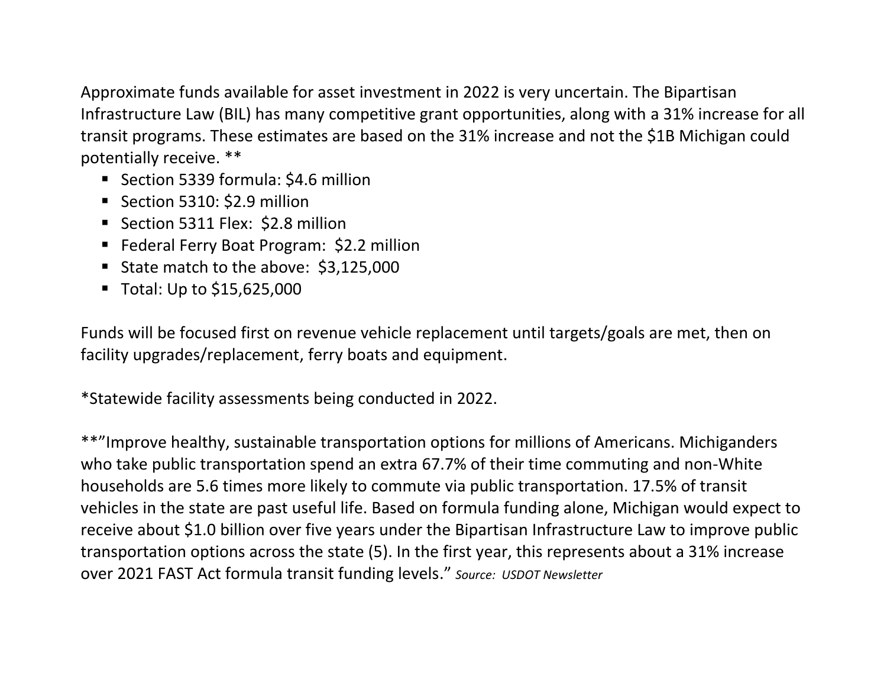Approximate funds available for asset investment in 2022 is very uncertain. The Bipartisan Infrastructure Law (BIL) has many competitive grant opportunities, along with a 31% increase for all transit programs. These estimates are based on the 31% increase and not the $1B Michigan could potentially receive. **

- Section 5339 formula: $4.6 million
- Section 5310: $2.9 million
- Section 5311 Flex: $2.8 million
- Federal Ferry Boat Program: $2.2 million
- State match to the above: $3,125,000
- Total: Up to $15,625,000

Funds will be focused first on revenue vehicle replacement until targets/goals are met, then on facility upgrades/replacement, ferry boats and equipment.

*Statewide facility assessments being conducted in 2022.

**"Improve healthy, sustainable transportation options for millions of Americans. Michiganders who take public transportation spend an extra 67.7% of their time commuting and non-White households are 5.6 times more likely to commute via public transportation. 17.5% of transit vehicles in the state are past useful life. Based on formula funding alone, Michigan would expect to receive about $1.0 billion over five years under the Bipartisan Infrastructure Law to improve public transportation options across the state (5). In the first year, this represents about a 31% increase over 2021 FAST Act formula transit funding levels." *Source: USDOT Newsletter*